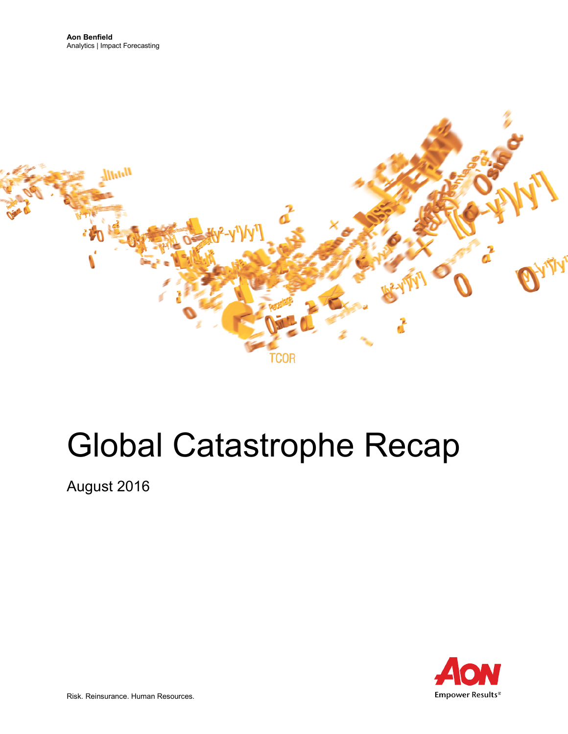**Aon Benfield**
Analytics | Impact Forecasting

# Global Catastrophe Recap

August 2016

Risk. Reinsurance. Human Resources.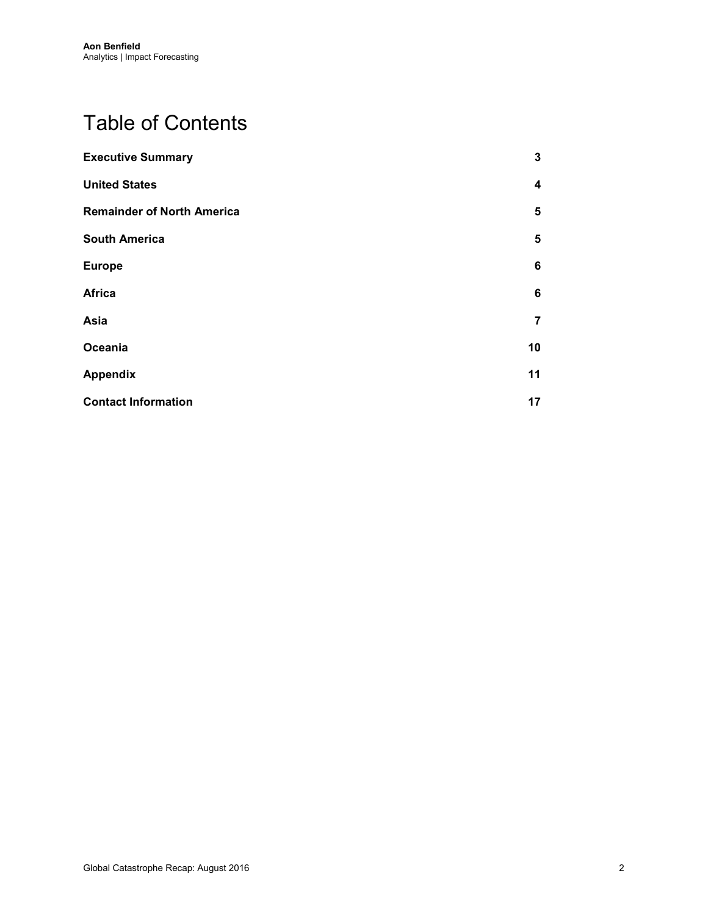# Table of Contents

| | |
|---|---|
| **Executive Summary** | **3** |
| **United States** | **4** |
| **Remainder of North America** | **5** |
| **South America** | **5** |
| **Europe** | **6** |
| **Africa** | **6** |
| **Asia** | **7** |
| **Oceania** | **10** |
| **Appendix** | **11** |
| **Contact Information** | **17** |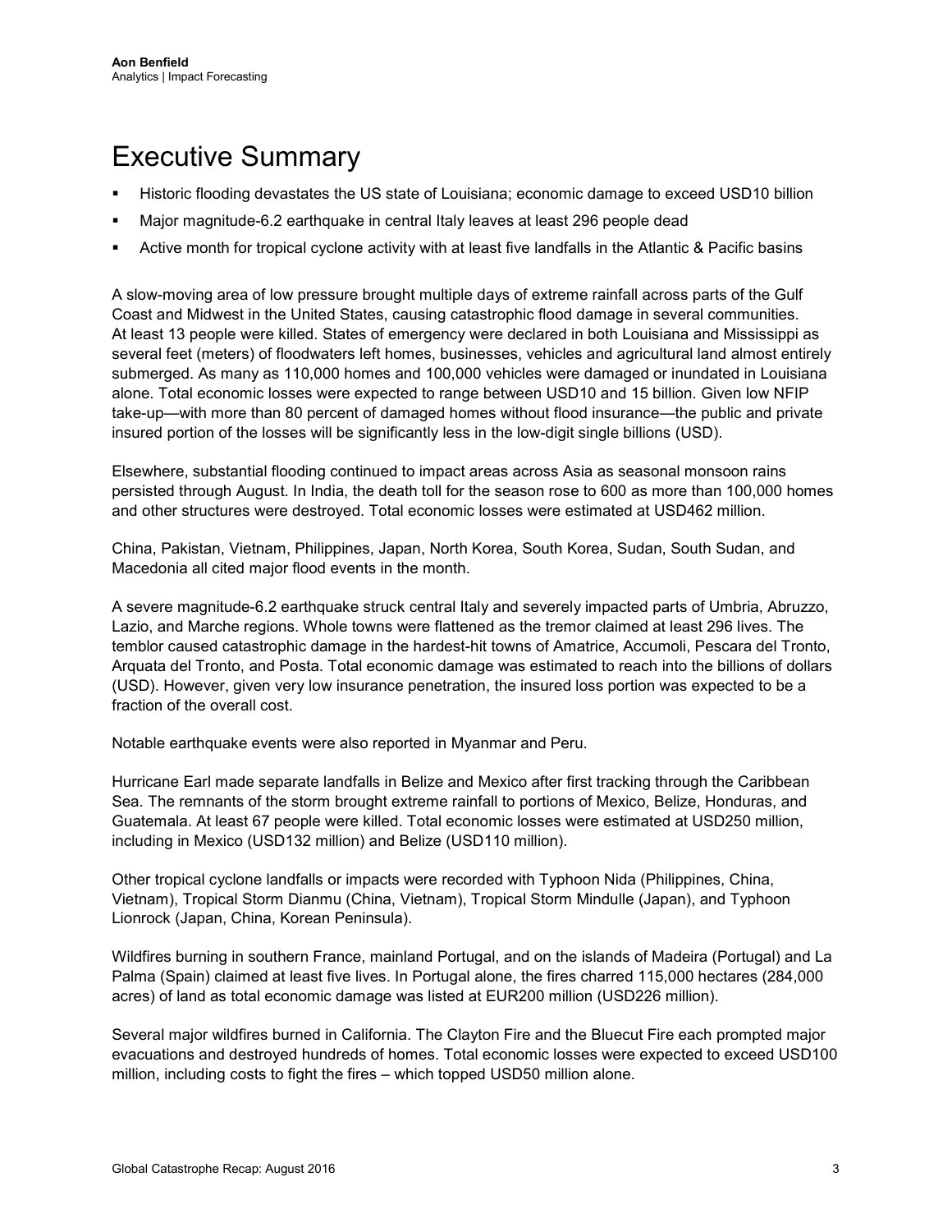# Executive Summary

- Historic flooding devastates the US state of Louisiana; economic damage to exceed USD10 billion
- Major magnitude-6.2 earthquake in central Italy leaves at least 296 people dead
- Active month for tropical cyclone activity with at least five landfalls in the Atlantic & Pacific basins

A slow-moving area of low pressure brought multiple days of extreme rainfall across parts of the Gulf Coast and Midwest in the United States, causing catastrophic flood damage in several communities. At least 13 people were killed. States of emergency were declared in both Louisiana and Mississippi as several feet (meters) of floodwaters left homes, businesses, vehicles and agricultural land almost entirely submerged. As many as 110,000 homes and 100,000 vehicles were damaged or inundated in Louisiana alone. Total economic losses were expected to range between USD10 and 15 billion. Given low NFIP take-up—with more than 80 percent of damaged homes without flood insurance—the public and private insured portion of the losses will be significantly less in the low-digit single billions (USD).

Elsewhere, substantial flooding continued to impact areas across Asia as seasonal monsoon rains persisted through August. In India, the death toll for the season rose to 600 as more than 100,000 homes and other structures were destroyed. Total economic losses were estimated at USD462 million.

China, Pakistan, Vietnam, Philippines, Japan, North Korea, South Korea, Sudan, South Sudan, and Macedonia all cited major flood events in the month.

A severe magnitude-6.2 earthquake struck central Italy and severely impacted parts of Umbria, Abruzzo, Lazio, and Marche regions. Whole towns were flattened as the tremor claimed at least 296 lives. The temblor caused catastrophic damage in the hardest-hit towns of Amatrice, Accumoli, Pescara del Tronto, Arquata del Tronto, and Posta. Total economic damage was estimated to reach into the billions of dollars (USD). However, given very low insurance penetration, the insured loss portion was expected to be a fraction of the overall cost.

Notable earthquake events were also reported in Myanmar and Peru.

Hurricane Earl made separate landfalls in Belize and Mexico after first tracking through the Caribbean Sea. The remnants of the storm brought extreme rainfall to portions of Mexico, Belize, Honduras, and Guatemala. At least 67 people were killed. Total economic losses were estimated at USD250 million, including in Mexico (USD132 million) and Belize (USD110 million).

Other tropical cyclone landfalls or impacts were recorded with Typhoon Nida (Philippines, China, Vietnam), Tropical Storm Dianmu (China, Vietnam), Tropical Storm Mindulle (Japan), and Typhoon Lionrock (Japan, China, Korean Peninsula).

Wildfires burning in southern France, mainland Portugal, and on the islands of Madeira (Portugal) and La Palma (Spain) claimed at least five lives. In Portugal alone, the fires charred 115,000 hectares (284,000 acres) of land as total economic damage was listed at EUR200 million (USD226 million).

Several major wildfires burned in California. The Clayton Fire and the Bluecut Fire each prompted major evacuations and destroyed hundreds of homes. Total economic losses were expected to exceed USD100 million, including costs to fight the fires – which topped USD50 million alone.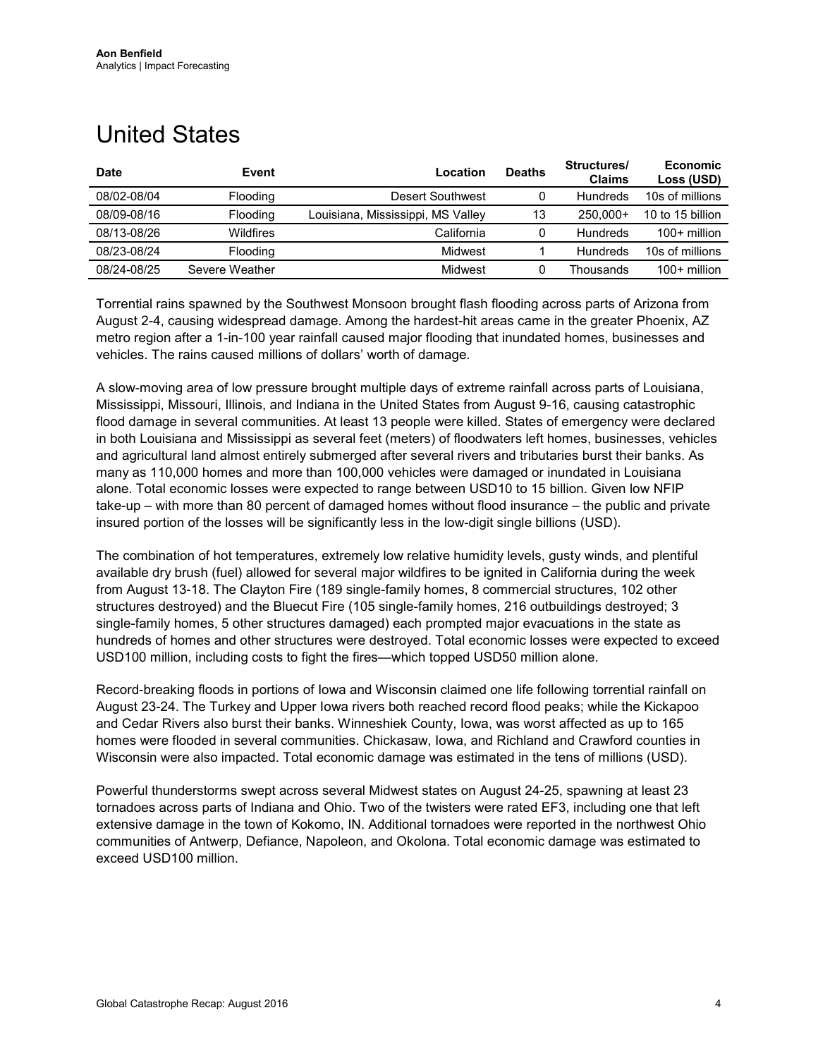# United States

| Date | Event | Location | Deaths | Structures/ Claims | Economic Loss (USD) |
|---|---|---|---|---|---|
| 08/02-08/04 | Flooding | Desert Southwest | 0 | Hundreds | 10s of millions |
| 08/09-08/16 | Flooding | Louisiana, Mississippi, MS Valley | 13 | 250,000+ | 10 to 15 billion |
| 08/13-08/26 | Wildfires | California | 0 | Hundreds | 100+ million |
| 08/23-08/24 | Flooding | Midwest | 1 | Hundreds | 10s of millions |
| 08/24-08/25 | Severe Weather | Midwest | 0 | Thousands | 100+ million |

Torrential rains spawned by the Southwest Monsoon brought flash flooding across parts of Arizona from August 2-4, causing widespread damage. Among the hardest-hit areas came in the greater Phoenix, AZ metro region after a 1-in-100 year rainfall caused major flooding that inundated homes, businesses and vehicles. The rains caused millions of dollars' worth of damage.

A slow-moving area of low pressure brought multiple days of extreme rainfall across parts of Louisiana, Mississippi, Missouri, Illinois, and Indiana in the United States from August 9-16, causing catastrophic flood damage in several communities. At least 13 people were killed. States of emergency were declared in both Louisiana and Mississippi as several feet (meters) of floodwaters left homes, businesses, vehicles and agricultural land almost entirely submerged after several rivers and tributaries burst their banks. As many as 110,000 homes and more than 100,000 vehicles were damaged or inundated in Louisiana alone. Total economic losses were expected to range between USD10 to 15 billion. Given low NFIP take-up – with more than 80 percent of damaged homes without flood insurance – the public and private insured portion of the losses will be significantly less in the low-digit single billions (USD).

The combination of hot temperatures, extremely low relative humidity levels, gusty winds, and plentiful available dry brush (fuel) allowed for several major wildfires to be ignited in California during the week from August 13-18. The Clayton Fire (189 single-family homes, 8 commercial structures, 102 other structures destroyed) and the Bluecut Fire (105 single-family homes, 216 outbuildings destroyed; 3 single-family homes, 5 other structures damaged) each prompted major evacuations in the state as hundreds of homes and other structures were destroyed. Total economic losses were expected to exceed USD100 million, including costs to fight the fires—which topped USD50 million alone.

Record-breaking floods in portions of Iowa and Wisconsin claimed one life following torrential rainfall on August 23-24. The Turkey and Upper Iowa rivers both reached record flood peaks; while the Kickapoo and Cedar Rivers also burst their banks. Winneshiek County, Iowa, was worst affected as up to 165 homes were flooded in several communities. Chickasaw, Iowa, and Richland and Crawford counties in Wisconsin were also impacted. Total economic damage was estimated in the tens of millions (USD).

Powerful thunderstorms swept across several Midwest states on August 24-25, spawning at least 23 tornadoes across parts of Indiana and Ohio. Two of the twisters were rated EF3, including one that left extensive damage in the town of Kokomo, IN. Additional tornadoes were reported in the northwest Ohio communities of Antwerp, Defiance, Napoleon, and Okolona. Total economic damage was estimated to exceed USD100 million.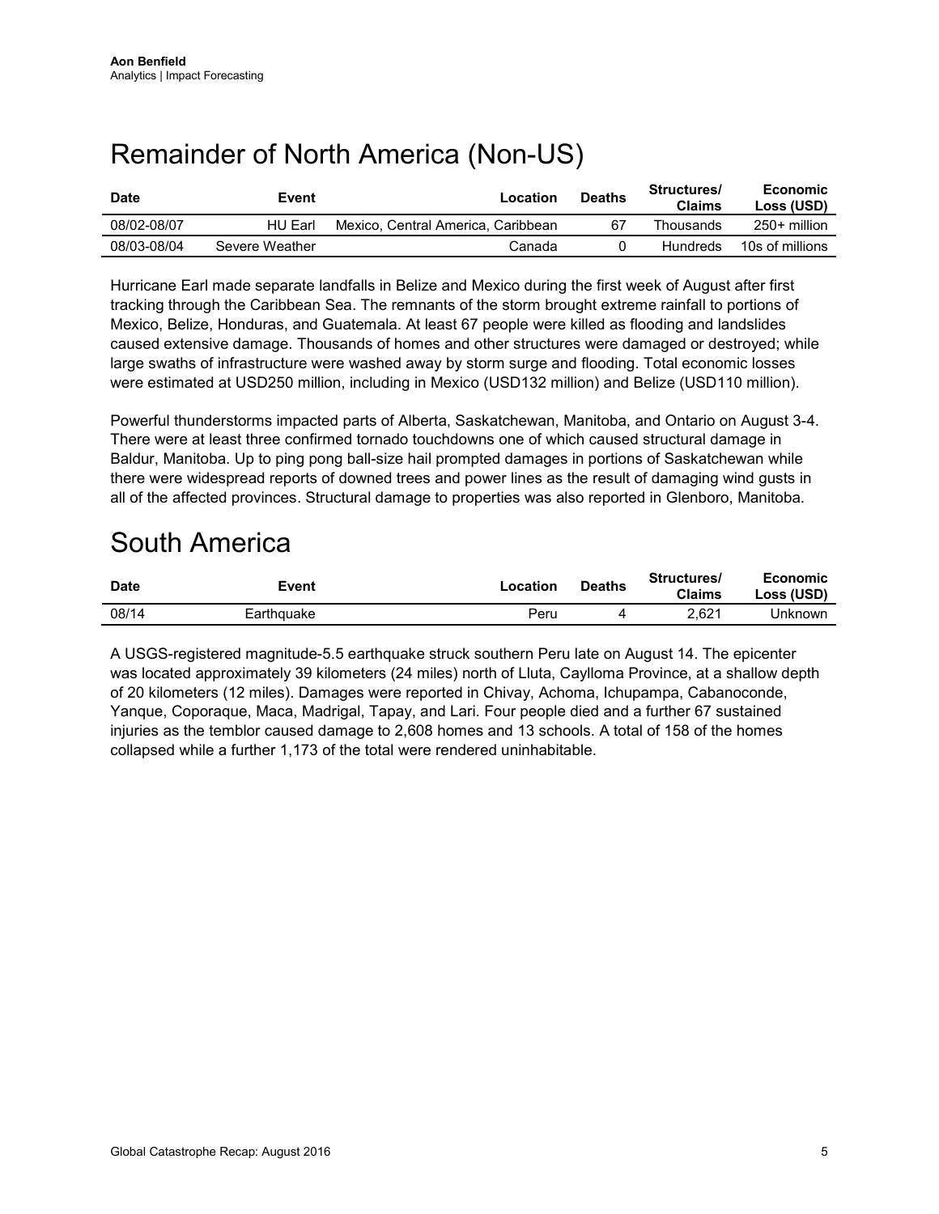# Remainder of North America (Non-US)

| Date | Event | Location | Deaths | Structures/ Claims | Economic Loss (USD) |
|---|---|---|---|---|---|
| 08/02-08/07 | HU Earl | Mexico, Central America, Caribbean | 67 | Thousands | 250+ million |
| 08/03-08/04 | Severe Weather | Canada | 0 | Hundreds | 10s of millions |

Hurricane Earl made separate landfalls in Belize and Mexico during the first week of August after first tracking through the Caribbean Sea. The remnants of the storm brought extreme rainfall to portions of Mexico, Belize, Honduras, and Guatemala. At least 67 people were killed as flooding and landslides caused extensive damage. Thousands of homes and other structures were damaged or destroyed; while large swaths of infrastructure were washed away by storm surge and flooding. Total economic losses were estimated at USD250 million, including in Mexico (USD132 million) and Belize (USD110 million).

Powerful thunderstorms impacted parts of Alberta, Saskatchewan, Manitoba, and Ontario on August 3-4. There were at least three confirmed tornado touchdowns one of which caused structural damage in Baldur, Manitoba. Up to ping pong ball-size hail prompted damages in portions of Saskatchewan while there were widespread reports of downed trees and power lines as the result of damaging wind gusts in all of the affected provinces. Structural damage to properties was also reported in Glenboro, Manitoba.

# South America

| Date | Event | Location | Deaths | Structures/ Claims | Economic Loss (USD) |
|---|---|---|---|---|---|
| 08/14 | Earthquake | Peru | 4 | 2,621 | Unknown |

A USGS-registered magnitude-5.5 earthquake struck southern Peru late on August 14. The epicenter was located approximately 39 kilometers (24 miles) north of Lluta, Caylloma Province, at a shallow depth of 20 kilometers (12 miles). Damages were reported in Chivay, Achoma, Ichupampa, Cabanoconde, Yanque, Coporaque, Maca, Madrigal, Tapay, and Lari. Four people died and a further 67 sustained injuries as the temblor caused damage to 2,608 homes and 13 schools. A total of 158 of the homes collapsed while a further 1,173 of the total were rendered uninhabitable.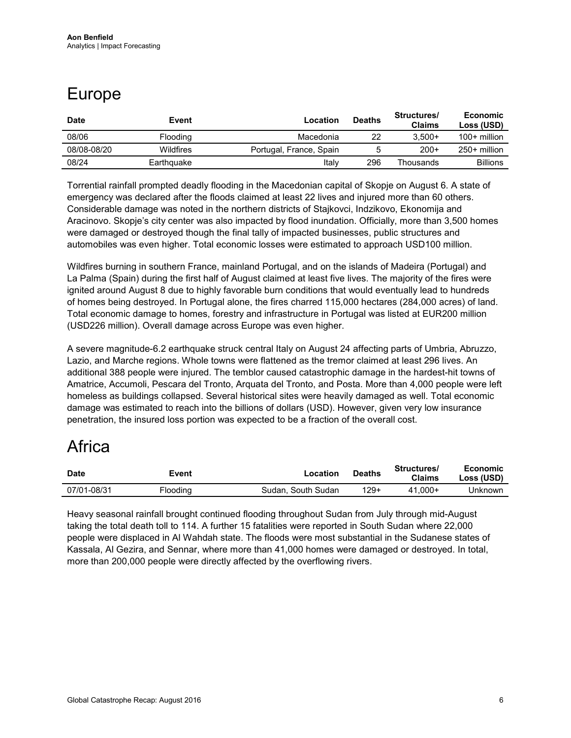# Europe

| Date | Event | Location | Deaths | Structures/ Claims | Economic Loss (USD) |
|---|---|---|---|---|---|
| 08/06 | Flooding | Macedonia | 22 | 3,500+ | 100+ million |
| 08/08-08/20 | Wildfires | Portugal, France, Spain | 5 | 200+ | 250+ million |
| 08/24 | Earthquake | Italy | 296 | Thousands | Billions |

Torrential rainfall prompted deadly flooding in the Macedonian capital of Skopje on August 6. A state of emergency was declared after the floods claimed at least 22 lives and injured more than 60 others. Considerable damage was noted in the northern districts of Stajkovci, Indzikovo, Ekonomija and Aracinovo. Skopje's city center was also impacted by flood inundation. Officially, more than 3,500 homes were damaged or destroyed though the final tally of impacted businesses, public structures and automobiles was even higher. Total economic losses were estimated to approach USD100 million.

Wildfires burning in southern France, mainland Portugal, and on the islands of Madeira (Portugal) and La Palma (Spain) during the first half of August claimed at least five lives. The majority of the fires were ignited around August 8 due to highly favorable burn conditions that would eventually lead to hundreds of homes being destroyed. In Portugal alone, the fires charred 115,000 hectares (284,000 acres) of land. Total economic damage to homes, forestry and infrastructure in Portugal was listed at EUR200 million (USD226 million). Overall damage across Europe was even higher.

A severe magnitude-6.2 earthquake struck central Italy on August 24 affecting parts of Umbria, Abruzzo, Lazio, and Marche regions. Whole towns were flattened as the tremor claimed at least 296 lives. An additional 388 people were injured. The temblor caused catastrophic damage in the hardest-hit towns of Amatrice, Accumoli, Pescara del Tronto, Arquata del Tronto, and Posta. More than 4,000 people were left homeless as buildings collapsed. Several historical sites were heavily damaged as well. Total economic damage was estimated to reach into the billions of dollars (USD). However, given very low insurance penetration, the insured loss portion was expected to be a fraction of the overall cost.

# Africa

| Date | Event | Location | Deaths | Structures/ Claims | Economic Loss (USD) |
|---|---|---|---|---|---|
| 07/01-08/31 | Flooding | Sudan, South Sudan | 129+ | 41,000+ | Unknown |

Heavy seasonal rainfall brought continued flooding throughout Sudan from July through mid-August taking the total death toll to 114. A further 15 fatalities were reported in South Sudan where 22,000 people were displaced in Al Wahdah state. The floods were most substantial in the Sudanese states of Kassala, Al Gezira, and Sennar, where more than 41,000 homes were damaged or destroyed. In total, more than 200,000 people were directly affected by the overflowing rivers.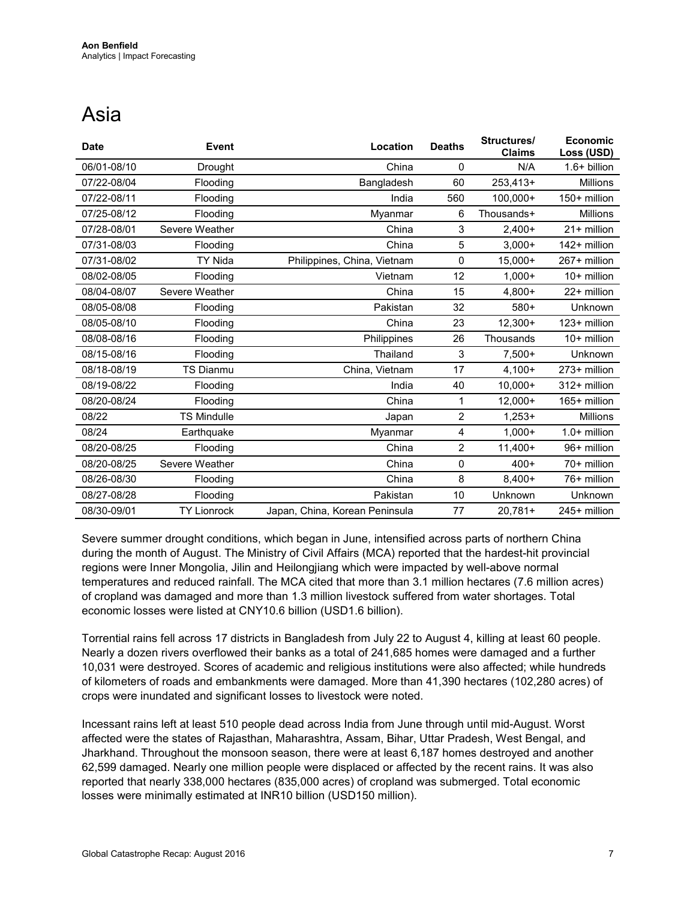# Asia

| Date | Event | Location | Deaths | Structures/ Claims | Economic Loss (USD) |
|---|---|---|---|---|---|
| 06/01-08/10 | Drought | China | 0 | N/A | 1.6+ billion |
| 07/22-08/04 | Flooding | Bangladesh | 60 | 253,413+ | Millions |
| 07/22-08/11 | Flooding | India | 560 | 100,000+ | 150+ million |
| 07/25-08/12 | Flooding | Myanmar | 6 | Thousands+ | Millions |
| 07/28-08/01 | Severe Weather | China | 3 | 2,400+ | 21+ million |
| 07/31-08/03 | Flooding | China | 5 | 3,000+ | 142+ million |
| 07/31-08/02 | TY Nida | Philippines, China, Vietnam | 0 | 15,000+ | 267+ million |
| 08/02-08/05 | Flooding | Vietnam | 12 | 1,000+ | 10+ million |
| 08/04-08/07 | Severe Weather | China | 15 | 4,800+ | 22+ million |
| 08/05-08/08 | Flooding | Pakistan | 32 | 580+ | Unknown |
| 08/05-08/10 | Flooding | China | 23 | 12,300+ | 123+ million |
| 08/08-08/16 | Flooding | Philippines | 26 | Thousands | 10+ million |
| 08/15-08/16 | Flooding | Thailand | 3 | 7,500+ | Unknown |
| 08/18-08/19 | TS Dianmu | China, Vietnam | 17 | 4,100+ | 273+ million |
| 08/19-08/22 | Flooding | India | 40 | 10,000+ | 312+ million |
| 08/20-08/24 | Flooding | China | 1 | 12,000+ | 165+ million |
| 08/22 | TS Mindulle | Japan | 2 | 1,253+ | Millions |
| 08/24 | Earthquake | Myanmar | 4 | 1,000+ | 1.0+ million |
| 08/20-08/25 | Flooding | China | 2 | 11,400+ | 96+ million |
| 08/20-08/25 | Severe Weather | China | 0 | 400+ | 70+ million |
| 08/26-08/30 | Flooding | China | 8 | 8,400+ | 76+ million |
| 08/27-08/28 | Flooding | Pakistan | 10 | Unknown | Unknown |
| 08/30-09/01 | TY Lionrock | Japan, China, Korean Peninsula | 77 | 20,781+ | 245+ million |

Severe summer drought conditions, which began in June, intensified across parts of northern China during the month of August. The Ministry of Civil Affairs (MCA) reported that the hardest-hit provincial regions were Inner Mongolia, Jilin and Heilongjiang which were impacted by well-above normal temperatures and reduced rainfall. The MCA cited that more than 3.1 million hectares (7.6 million acres) of cropland was damaged and more than 1.3 million livestock suffered from water shortages. Total economic losses were listed at CNY10.6 billion (USD1.6 billion).

Torrential rains fell across 17 districts in Bangladesh from July 22 to August 4, killing at least 60 people. Nearly a dozen rivers overflowed their banks as a total of 241,685 homes were damaged and a further 10,031 were destroyed. Scores of academic and religious institutions were also affected; while hundreds of kilometers of roads and embankments were damaged. More than 41,390 hectares (102,280 acres) of crops were inundated and significant losses to livestock were noted.

Incessant rains left at least 510 people dead across India from June through until mid-August. Worst affected were the states of Rajasthan, Maharashtra, Assam, Bihar, Uttar Pradesh, West Bengal, and Jharkhand. Throughout the monsoon season, there were at least 6,187 homes destroyed and another 62,599 damaged. Nearly one million people were displaced or affected by the recent rains. It was also reported that nearly 338,000 hectares (835,000 acres) of cropland was submerged. Total economic losses were minimally estimated at INR10 billion (USD150 million).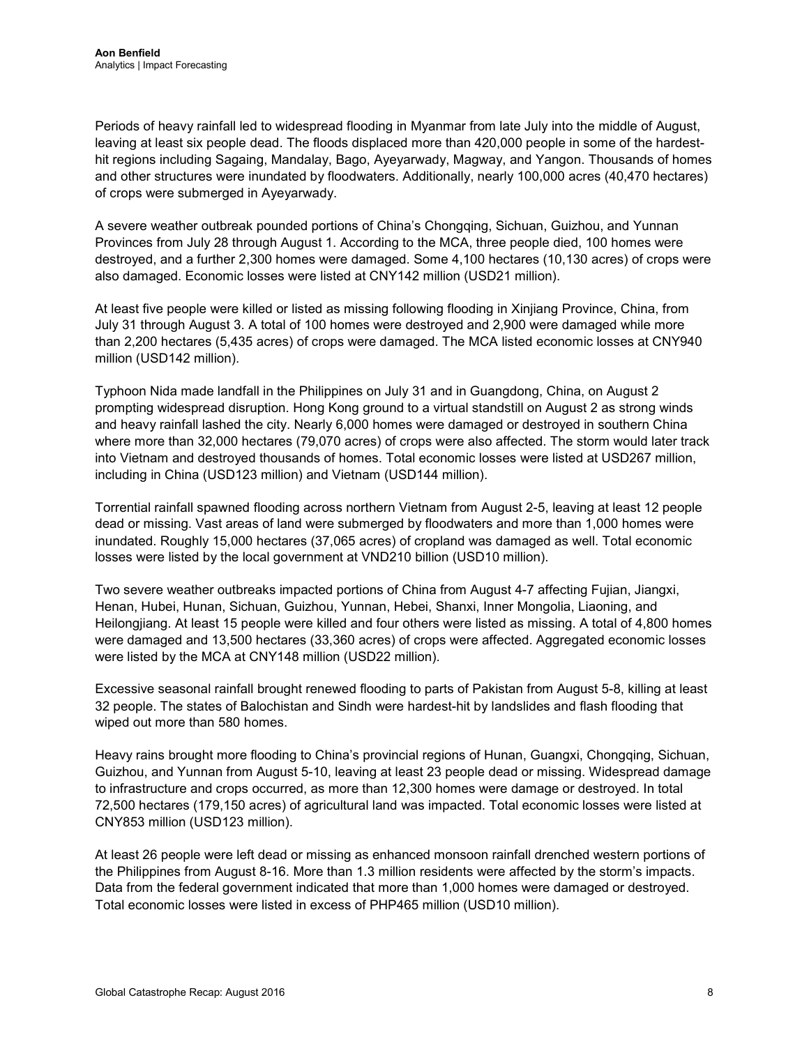Periods of heavy rainfall led to widespread flooding in Myanmar from late July into the middle of August, leaving at least six people dead. The floods displaced more than 420,000 people in some of the hardest-hit regions including Sagaing, Mandalay, Bago, Ayeyarwady, Magway, and Yangon. Thousands of homes and other structures were inundated by floodwaters. Additionally, nearly 100,000 acres (40,470 hectares) of crops were submerged in Ayeyarwady.

A severe weather outbreak pounded portions of China's Chongqing, Sichuan, Guizhou, and Yunnan Provinces from July 28 through August 1. According to the MCA, three people died, 100 homes were destroyed, and a further 2,300 homes were damaged. Some 4,100 hectares (10,130 acres) of crops were also damaged. Economic losses were listed at CNY142 million (USD21 million).

At least five people were killed or listed as missing following flooding in Xinjiang Province, China, from July 31 through August 3. A total of 100 homes were destroyed and 2,900 were damaged while more than 2,200 hectares (5,435 acres) of crops were damaged. The MCA listed economic losses at CNY940 million (USD142 million).

Typhoon Nida made landfall in the Philippines on July 31 and in Guangdong, China, on August 2 prompting widespread disruption. Hong Kong ground to a virtual standstill on August 2 as strong winds and heavy rainfall lashed the city. Nearly 6,000 homes were damaged or destroyed in southern China where more than 32,000 hectares (79,070 acres) of crops were also affected. The storm would later track into Vietnam and destroyed thousands of homes. Total economic losses were listed at USD267 million, including in China (USD123 million) and Vietnam (USD144 million).

Torrential rainfall spawned flooding across northern Vietnam from August 2-5, leaving at least 12 people dead or missing. Vast areas of land were submerged by floodwaters and more than 1,000 homes were inundated. Roughly 15,000 hectares (37,065 acres) of cropland was damaged as well. Total economic losses were listed by the local government at VND210 billion (USD10 million).

Two severe weather outbreaks impacted portions of China from August 4-7 affecting Fujian, Jiangxi, Henan, Hubei, Hunan, Sichuan, Guizhou, Yunnan, Hebei, Shanxi, Inner Mongolia, Liaoning, and Heilongjiang. At least 15 people were killed and four others were listed as missing. A total of 4,800 homes were damaged and 13,500 hectares (33,360 acres) of crops were affected. Aggregated economic losses were listed by the MCA at CNY148 million (USD22 million).

Excessive seasonal rainfall brought renewed flooding to parts of Pakistan from August 5-8, killing at least 32 people. The states of Balochistan and Sindh were hardest-hit by landslides and flash flooding that wiped out more than 580 homes.

Heavy rains brought more flooding to China's provincial regions of Hunan, Guangxi, Chongqing, Sichuan, Guizhou, and Yunnan from August 5-10, leaving at least 23 people dead or missing. Widespread damage to infrastructure and crops occurred, as more than 12,300 homes were damage or destroyed. In total 72,500 hectares (179,150 acres) of agricultural land was impacted. Total economic losses were listed at CNY853 million (USD123 million).

At least 26 people were left dead or missing as enhanced monsoon rainfall drenched western portions of the Philippines from August 8-16. More than 1.3 million residents were affected by the storm's impacts. Data from the federal government indicated that more than 1,000 homes were damaged or destroyed. Total economic losses were listed in excess of PHP465 million (USD10 million).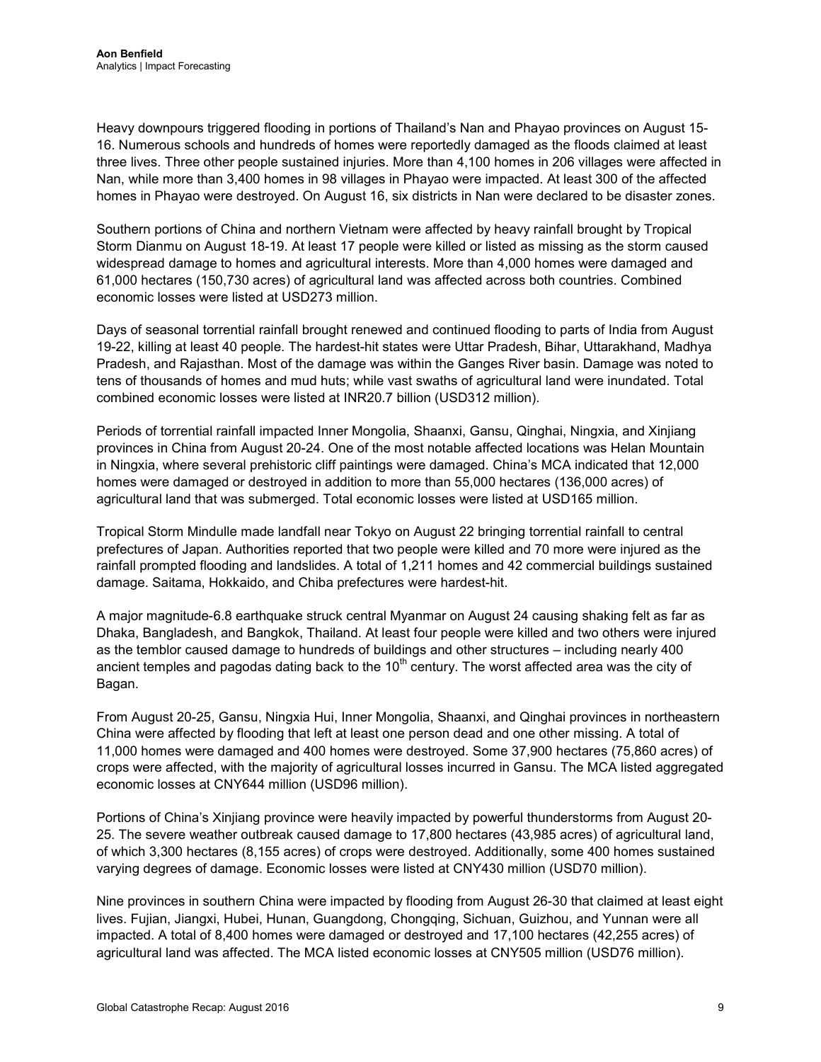Heavy downpours triggered flooding in portions of Thailand's Nan and Phayao provinces on August 15-16. Numerous schools and hundreds of homes were reportedly damaged as the floods claimed at least three lives. Three other people sustained injuries. More than 4,100 homes in 206 villages were affected in Nan, while more than 3,400 homes in 98 villages in Phayao were impacted. At least 300 of the affected homes in Phayao were destroyed. On August 16, six districts in Nan were declared to be disaster zones.

Southern portions of China and northern Vietnam were affected by heavy rainfall brought by Tropical Storm Dianmu on August 18-19. At least 17 people were killed or listed as missing as the storm caused widespread damage to homes and agricultural interests. More than 4,000 homes were damaged and 61,000 hectares (150,730 acres) of agricultural land was affected across both countries. Combined economic losses were listed at USD273 million.

Days of seasonal torrential rainfall brought renewed and continued flooding to parts of India from August 19-22, killing at least 40 people. The hardest-hit states were Uttar Pradesh, Bihar, Uttarakhand, Madhya Pradesh, and Rajasthan. Most of the damage was within the Ganges River basin. Damage was noted to tens of thousands of homes and mud huts; while vast swaths of agricultural land were inundated. Total combined economic losses were listed at INR20.7 billion (USD312 million).

Periods of torrential rainfall impacted Inner Mongolia, Shaanxi, Gansu, Qinghai, Ningxia, and Xinjiang provinces in China from August 20-24. One of the most notable affected locations was Helan Mountain in Ningxia, where several prehistoric cliff paintings were damaged. China's MCA indicated that 12,000 homes were damaged or destroyed in addition to more than 55,000 hectares (136,000 acres) of agricultural land that was submerged. Total economic losses were listed at USD165 million.

Tropical Storm Mindulle made landfall near Tokyo on August 22 bringing torrential rainfall to central prefectures of Japan. Authorities reported that two people were killed and 70 more were injured as the rainfall prompted flooding and landslides. A total of 1,211 homes and 42 commercial buildings sustained damage. Saitama, Hokkaido, and Chiba prefectures were hardest-hit.

A major magnitude-6.8 earthquake struck central Myanmar on August 24 causing shaking felt as far as Dhaka, Bangladesh, and Bangkok, Thailand. At least four people were killed and two others were injured as the temblor caused damage to hundreds of buildings and other structures – including nearly 400 ancient temples and pagodas dating back to the 10th century. The worst affected area was the city of Bagan.

From August 20-25, Gansu, Ningxia Hui, Inner Mongolia, Shaanxi, and Qinghai provinces in northeastern China were affected by flooding that left at least one person dead and one other missing. A total of 11,000 homes were damaged and 400 homes were destroyed. Some 37,900 hectares (75,860 acres) of crops were affected, with the majority of agricultural losses incurred in Gansu. The MCA listed aggregated economic losses at CNY644 million (USD96 million).

Portions of China's Xinjiang province were heavily impacted by powerful thunderstorms from August 20-25. The severe weather outbreak caused damage to 17,800 hectares (43,985 acres) of agricultural land, of which 3,300 hectares (8,155 acres) of crops were destroyed. Additionally, some 400 homes sustained varying degrees of damage. Economic losses were listed at CNY430 million (USD70 million).

Nine provinces in southern China were impacted by flooding from August 26-30 that claimed at least eight lives. Fujian, Jiangxi, Hubei, Hunan, Guangdong, Chongqing, Sichuan, Guizhou, and Yunnan were all impacted. A total of 8,400 homes were damaged or destroyed and 17,100 hectares (42,255 acres) of agricultural land was affected. The MCA listed economic losses at CNY505 million (USD76 million).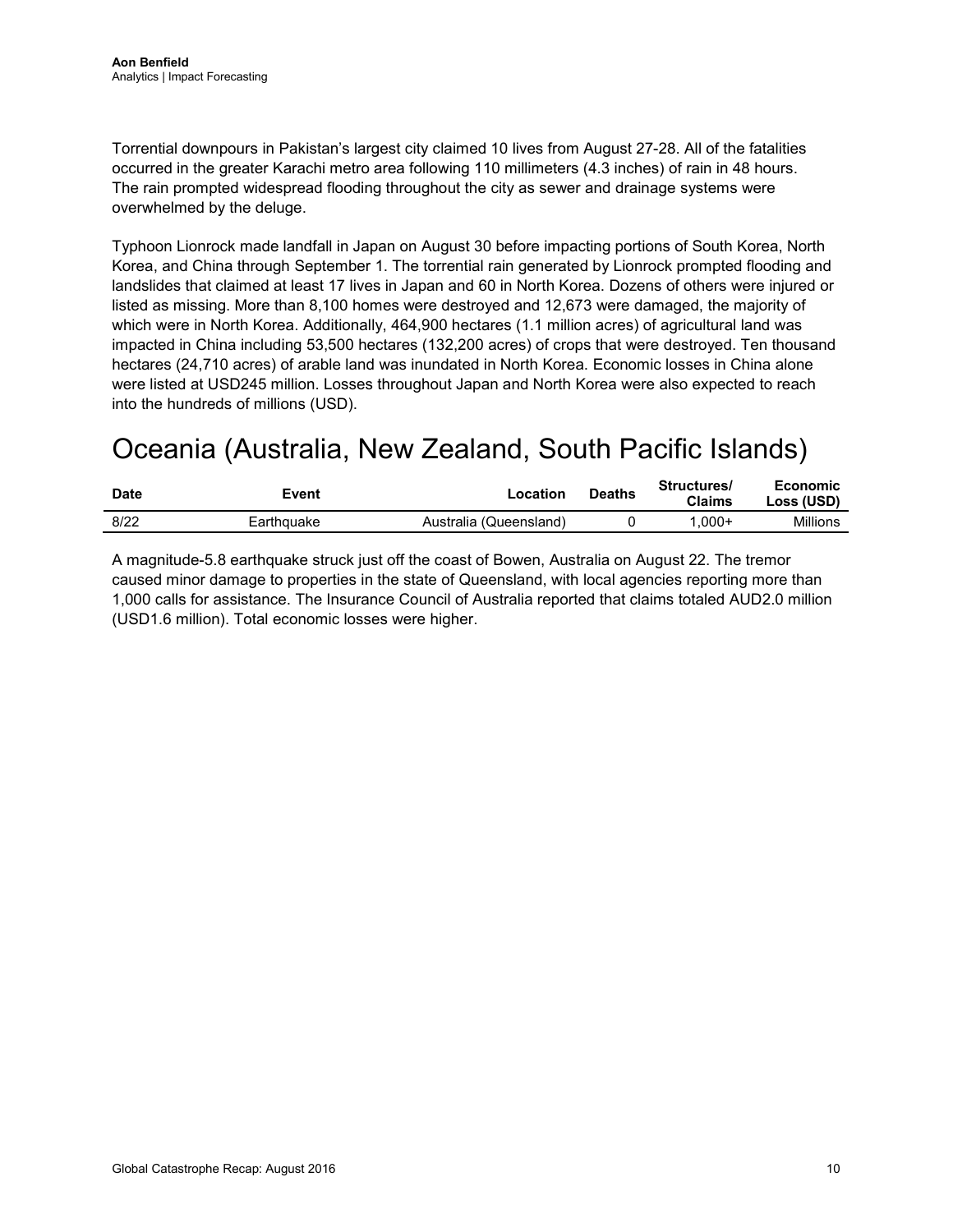Torrential downpours in Pakistan's largest city claimed 10 lives from August 27-28. All of the fatalities occurred in the greater Karachi metro area following 110 millimeters (4.3 inches) of rain in 48 hours. The rain prompted widespread flooding throughout the city as sewer and drainage systems were overwhelmed by the deluge.

Typhoon Lionrock made landfall in Japan on August 30 before impacting portions of South Korea, North Korea, and China through September 1. The torrential rain generated by Lionrock prompted flooding and landslides that claimed at least 17 lives in Japan and 60 in North Korea. Dozens of others were injured or listed as missing. More than 8,100 homes were destroyed and 12,673 were damaged, the majority of which were in North Korea. Additionally, 464,900 hectares (1.1 million acres) of agricultural land was impacted in China including 53,500 hectares (132,200 acres) of crops that were destroyed. Ten thousand hectares (24,710 acres) of arable land was inundated in North Korea. Economic losses in China alone were listed at USD245 million. Losses throughout Japan and North Korea were also expected to reach into the hundreds of millions (USD).

# Oceania (Australia, New Zealand, South Pacific Islands)

| Date | Event | Location | Deaths | Structures/ Claims | Economic Loss (USD) |
|---|---|---|---|---|---|
| 8/22 | Earthquake | Australia (Queensland) | 0 | 1,000+ | Millions |

A magnitude-5.8 earthquake struck just off the coast of Bowen, Australia on August 22. The tremor caused minor damage to properties in the state of Queensland, with local agencies reporting more than 1,000 calls for assistance. The Insurance Council of Australia reported that claims totaled AUD2.0 million (USD1.6 million). Total economic losses were higher.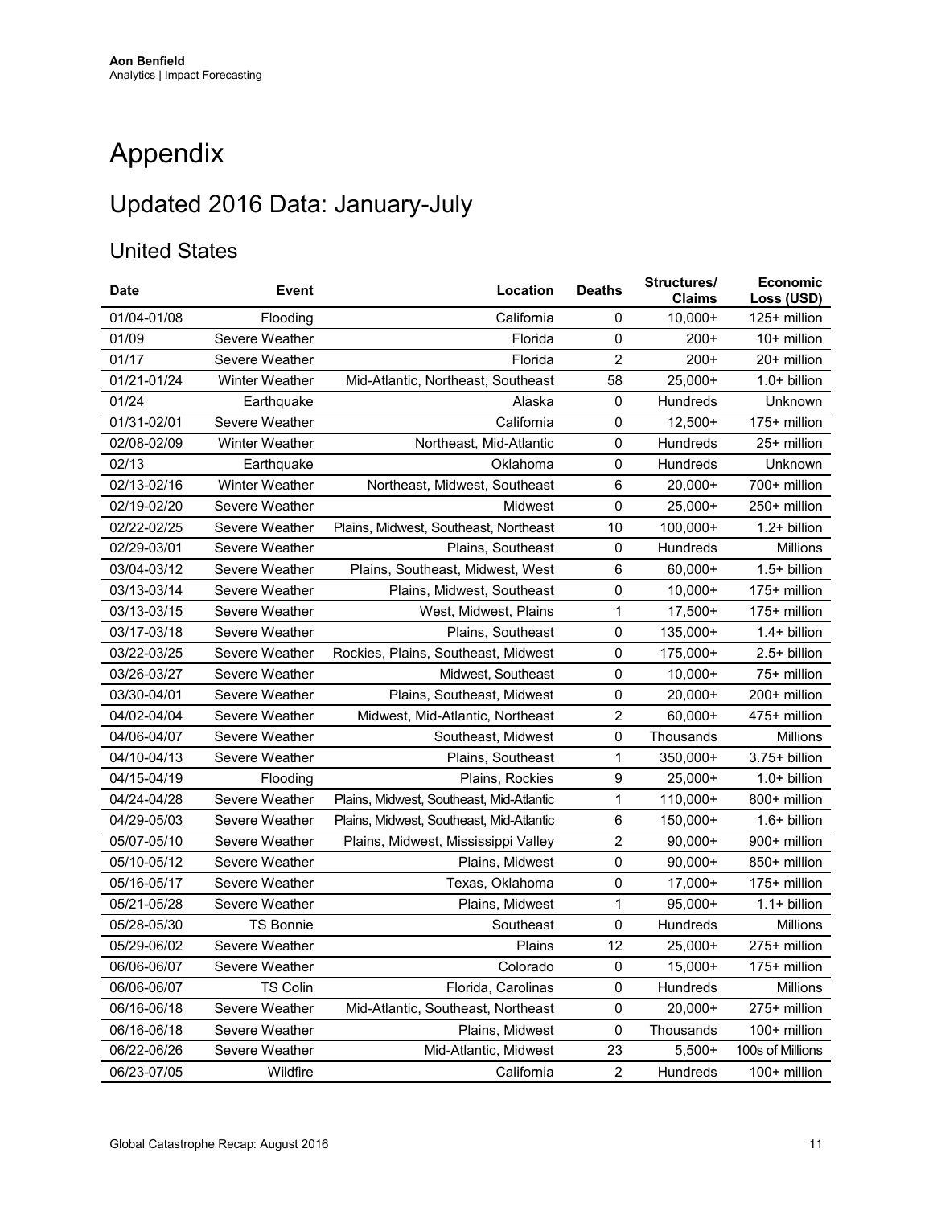# Appendix

## Updated 2016 Data: January-July

### United States

| Date | Event | Location | Deaths | Structures/ Claims | Economic Loss (USD) |
|---|---|---|---|---|---|
| 01/04-01/08 | Flooding | California | 0 | 10,000+ | 125+ million |
| 01/09 | Severe Weather | Florida | 0 | 200+ | 10+ million |
| 01/17 | Severe Weather | Florida | 2 | 200+ | 20+ million |
| 01/21-01/24 | Winter Weather | Mid-Atlantic, Northeast, Southeast | 58 | 25,000+ | 1.0+ billion |
| 01/24 | Earthquake | Alaska | 0 | Hundreds | Unknown |
| 01/31-02/01 | Severe Weather | California | 0 | 12,500+ | 175+ million |
| 02/08-02/09 | Winter Weather | Northeast, Mid-Atlantic | 0 | Hundreds | 25+ million |
| 02/13 | Earthquake | Oklahoma | 0 | Hundreds | Unknown |
| 02/13-02/16 | Winter Weather | Northeast, Midwest, Southeast | 6 | 20,000+ | 700+ million |
| 02/19-02/20 | Severe Weather | Midwest | 0 | 25,000+ | 250+ million |
| 02/22-02/25 | Severe Weather | Plains, Midwest, Southeast, Northeast | 10 | 100,000+ | 1.2+ billion |
| 02/29-03/01 | Severe Weather | Plains, Southeast | 0 | Hundreds | Millions |
| 03/04-03/12 | Severe Weather | Plains, Southeast, Midwest, West | 6 | 60,000+ | 1.5+ billion |
| 03/13-03/14 | Severe Weather | Plains, Midwest, Southeast | 0 | 10,000+ | 175+ million |
| 03/13-03/15 | Severe Weather | West, Midwest, Plains | 1 | 17,500+ | 175+ million |
| 03/17-03/18 | Severe Weather | Plains, Southeast | 0 | 135,000+ | 1.4+ billion |
| 03/22-03/25 | Severe Weather | Rockies, Plains, Southeast, Midwest | 0 | 175,000+ | 2.5+ billion |
| 03/26-03/27 | Severe Weather | Midwest, Southeast | 0 | 10,000+ | 75+ million |
| 03/30-04/01 | Severe Weather | Plains, Southeast, Midwest | 0 | 20,000+ | 200+ million |
| 04/02-04/04 | Severe Weather | Midwest, Mid-Atlantic, Northeast | 2 | 60,000+ | 475+ million |
| 04/06-04/07 | Severe Weather | Southeast, Midwest | 0 | Thousands | Millions |
| 04/10-04/13 | Severe Weather | Plains, Southeast | 1 | 350,000+ | 3.75+ billion |
| 04/15-04/19 | Flooding | Plains, Rockies | 9 | 25,000+ | 1.0+ billion |
| 04/24-04/28 | Severe Weather | Plains, Midwest, Southeast, Mid-Atlantic | 1 | 110,000+ | 800+ million |
| 04/29-05/03 | Severe Weather | Plains, Midwest, Southeast, Mid-Atlantic | 6 | 150,000+ | 1.6+ billion |
| 05/07-05/10 | Severe Weather | Plains, Midwest, Mississippi Valley | 2 | 90,000+ | 900+ million |
| 05/10-05/12 | Severe Weather | Plains, Midwest | 0 | 90,000+ | 850+ million |
| 05/16-05/17 | Severe Weather | Texas, Oklahoma | 0 | 17,000+ | 175+ million |
| 05/21-05/28 | Severe Weather | Plains, Midwest | 1 | 95,000+ | 1.1+ billion |
| 05/28-05/30 | TS Bonnie | Southeast | 0 | Hundreds | Millions |
| 05/29-06/02 | Severe Weather | Plains | 12 | 25,000+ | 275+ million |
| 06/06-06/07 | Severe Weather | Colorado | 0 | 15,000+ | 175+ million |
| 06/06-06/07 | TS Colin | Florida, Carolinas | 0 | Hundreds | Millions |
| 06/16-06/18 | Severe Weather | Mid-Atlantic, Southeast, Northeast | 0 | 20,000+ | 275+ million |
| 06/16-06/18 | Severe Weather | Plains, Midwest | 0 | Thousands | 100+ million |
| 06/22-06/26 | Severe Weather | Mid-Atlantic, Midwest | 23 | 5,500+ | 100s of Millions |
| 06/23-07/05 | Wildfire | California | 2 | Hundreds | 100+ million |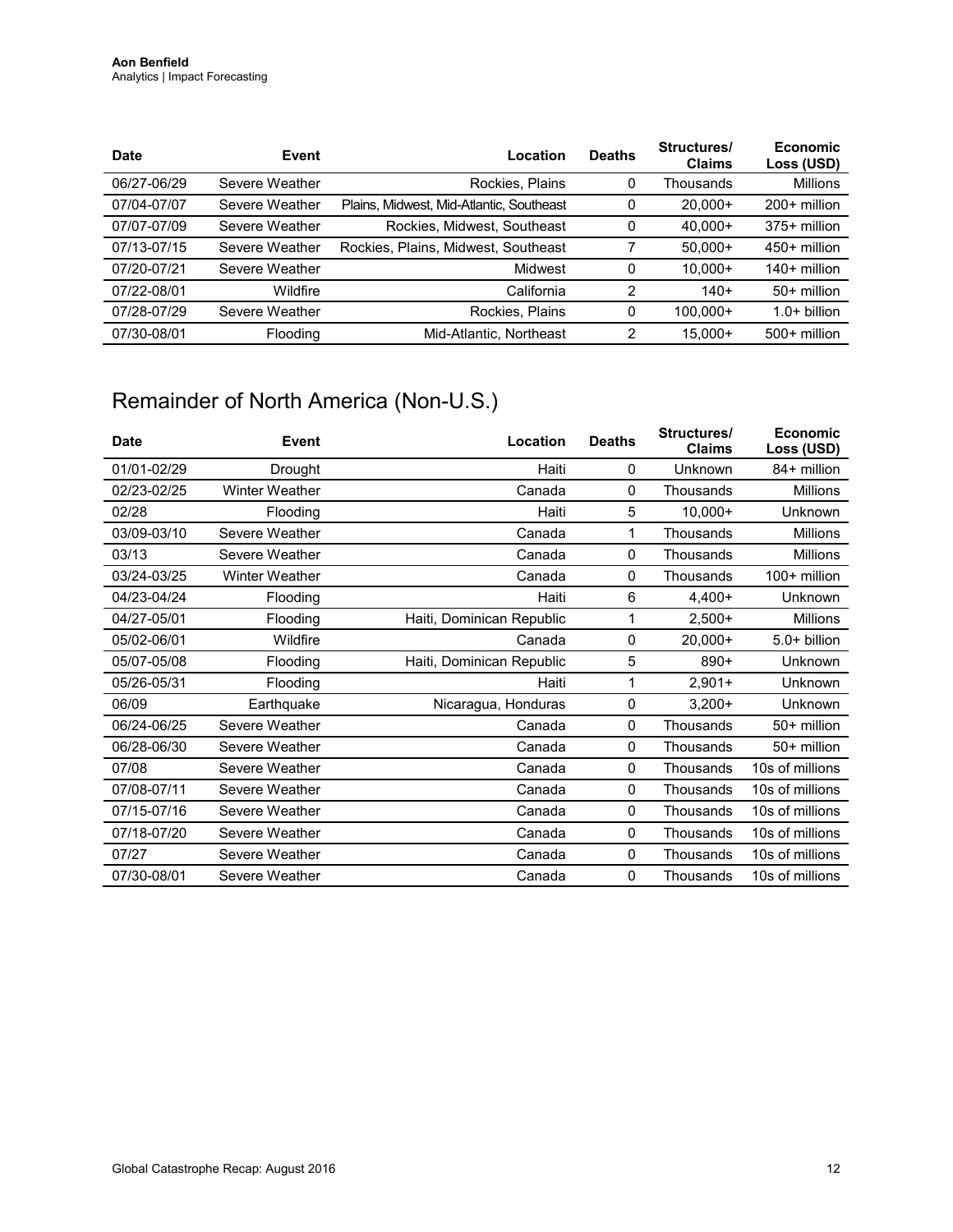| Date | Event | Location | Deaths | Structures/ Claims | Economic Loss (USD) |
|---|---|---|---|---|---|
| 06/27-06/29 | Severe Weather | Rockies, Plains | 0 | Thousands | Millions |
| 07/04-07/07 | Severe Weather | Plains, Midwest, Mid-Atlantic, Southeast | 0 | 20,000+ | 200+ million |
| 07/07-07/09 | Severe Weather | Rockies, Midwest, Southeast | 0 | 40,000+ | 375+ million |
| 07/13-07/15 | Severe Weather | Rockies, Plains, Midwest, Southeast | 7 | 50,000+ | 450+ million |
| 07/20-07/21 | Severe Weather | Midwest | 0 | 10,000+ | 140+ million |
| 07/22-08/01 | Wildfire | California | 2 | 140+ | 50+ million |
| 07/28-07/29 | Severe Weather | Rockies, Plains | 0 | 100,000+ | 1.0+ billion |
| 07/30-08/01 | Flooding | Mid-Atlantic, Northeast | 2 | 15,000+ | 500+ million |

## Remainder of North America (Non-U.S.)

| Date | Event | Location | Deaths | Structures/ Claims | Economic Loss (USD) |
|---|---|---|---|---|---|
| 01/01-02/29 | Drought | Haiti | 0 | Unknown | 84+ million |
| 02/23-02/25 | Winter Weather | Canada | 0 | Thousands | Millions |
| 02/28 | Flooding | Haiti | 5 | 10,000+ | Unknown |
| 03/09-03/10 | Severe Weather | Canada | 1 | Thousands | Millions |
| 03/13 | Severe Weather | Canada | 0 | Thousands | Millions |
| 03/24-03/25 | Winter Weather | Canada | 0 | Thousands | 100+ million |
| 04/23-04/24 | Flooding | Haiti | 6 | 4,400+ | Unknown |
| 04/27-05/01 | Flooding | Haiti, Dominican Republic | 1 | 2,500+ | Millions |
| 05/02-06/01 | Wildfire | Canada | 0 | 20,000+ | 5.0+ billion |
| 05/07-05/08 | Flooding | Haiti, Dominican Republic | 5 | 890+ | Unknown |
| 05/26-05/31 | Flooding | Haiti | 1 | 2,901+ | Unknown |
| 06/09 | Earthquake | Nicaragua, Honduras | 0 | 3,200+ | Unknown |
| 06/24-06/25 | Severe Weather | Canada | 0 | Thousands | 50+ million |
| 06/28-06/30 | Severe Weather | Canada | 0 | Thousands | 50+ million |
| 07/08 | Severe Weather | Canada | 0 | Thousands | 10s of millions |
| 07/08-07/11 | Severe Weather | Canada | 0 | Thousands | 10s of millions |
| 07/15-07/16 | Severe Weather | Canada | 0 | Thousands | 10s of millions |
| 07/18-07/20 | Severe Weather | Canada | 0 | Thousands | 10s of millions |
| 07/27 | Severe Weather | Canada | 0 | Thousands | 10s of millions |
| 07/30-08/01 | Severe Weather | Canada | 0 | Thousands | 10s of millions |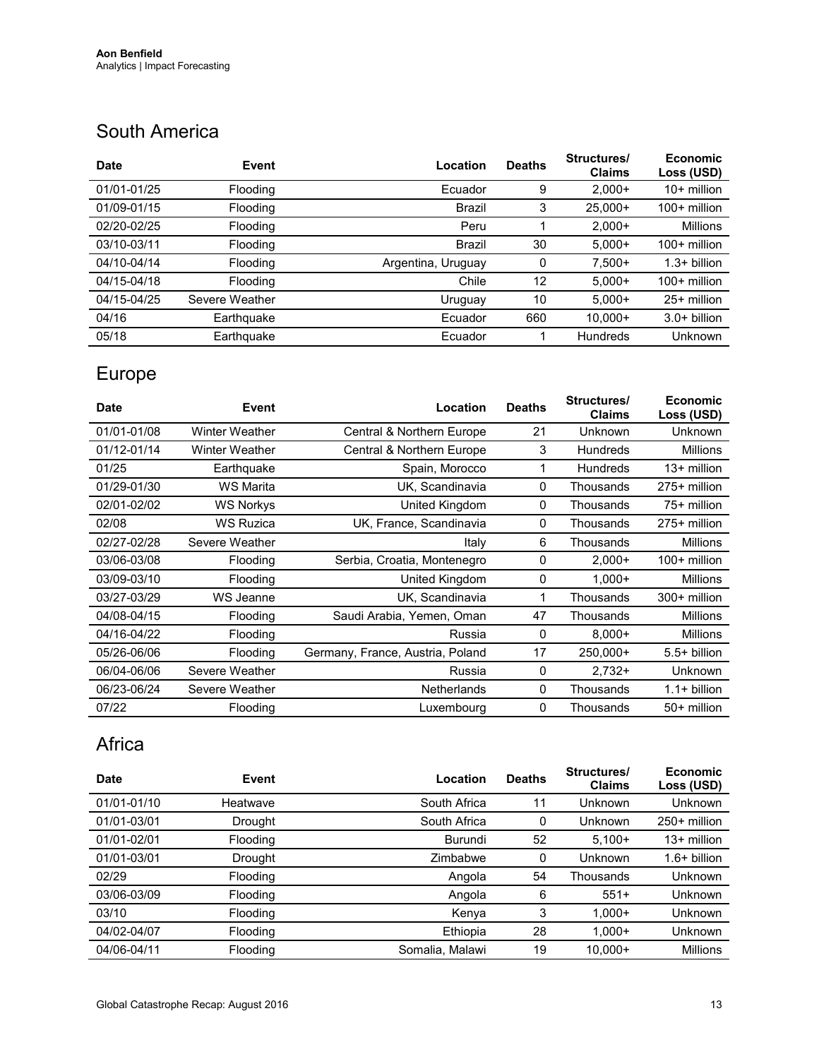## South America

| Date | Event | Location | Deaths | Structures/ Claims | Economic Loss (USD) |
|---|---|---|---|---|---|
| 01/01-01/25 | Flooding | Ecuador | 9 | 2,000+ | 10+ million |
| 01/09-01/15 | Flooding | Brazil | 3 | 25,000+ | 100+ million |
| 02/20-02/25 | Flooding | Peru | 1 | 2,000+ | Millions |
| 03/10-03/11 | Flooding | Brazil | 30 | 5,000+ | 100+ million |
| 04/10-04/14 | Flooding | Argentina, Uruguay | 0 | 7,500+ | 1.3+ billion |
| 04/15-04/18 | Flooding | Chile | 12 | 5,000+ | 100+ million |
| 04/15-04/25 | Severe Weather | Uruguay | 10 | 5,000+ | 25+ million |
| 04/16 | Earthquake | Ecuador | 660 | 10,000+ | 3.0+ billion |
| 05/18 | Earthquake | Ecuador | 1 | Hundreds | Unknown |

## Europe

| Date | Event | Location | Deaths | Structures/ Claims | Economic Loss (USD) |
|---|---|---|---|---|---|
| 01/01-01/08 | Winter Weather | Central & Northern Europe | 21 | Unknown | Unknown |
| 01/12-01/14 | Winter Weather | Central & Northern Europe | 3 | Hundreds | Millions |
| 01/25 | Earthquake | Spain, Morocco | 1 | Hundreds | 13+ million |
| 01/29-01/30 | WS Marita | UK, Scandinavia | 0 | Thousands | 275+ million |
| 02/01-02/02 | WS Norkys | United Kingdom | 0 | Thousands | 75+ million |
| 02/08 | WS Ruzica | UK, France, Scandinavia | 0 | Thousands | 275+ million |
| 02/27-02/28 | Severe Weather | Italy | 6 | Thousands | Millions |
| 03/06-03/08 | Flooding | Serbia, Croatia, Montenegro | 0 | 2,000+ | 100+ million |
| 03/09-03/10 | Flooding | United Kingdom | 0 | 1,000+ | Millions |
| 03/27-03/29 | WS Jeanne | UK, Scandinavia | 1 | Thousands | 300+ million |
| 04/08-04/15 | Flooding | Saudi Arabia, Yemen, Oman | 47 | Thousands | Millions |
| 04/16-04/22 | Flooding | Russia | 0 | 8,000+ | Millions |
| 05/26-06/06 | Flooding | Germany, France, Austria, Poland | 17 | 250,000+ | 5.5+ billion |
| 06/04-06/06 | Severe Weather | Russia | 0 | 2,732+ | Unknown |
| 06/23-06/24 | Severe Weather | Netherlands | 0 | Thousands | 1.1+ billion |
| 07/22 | Flooding | Luxembourg | 0 | Thousands | 50+ million |

## Africa

| Date | Event | Location | Deaths | Structures/ Claims | Economic Loss (USD) |
|---|---|---|---|---|---|
| 01/01-01/10 | Heatwave | South Africa | 11 | Unknown | Unknown |
| 01/01-03/01 | Drought | South Africa | 0 | Unknown | 250+ million |
| 01/01-02/01 | Flooding | Burundi | 52 | 5,100+ | 13+ million |
| 01/01-03/01 | Drought | Zimbabwe | 0 | Unknown | 1.6+ billion |
| 02/29 | Flooding | Angola | 54 | Thousands | Unknown |
| 03/06-03/09 | Flooding | Angola | 6 | 551+ | Unknown |
| 03/10 | Flooding | Kenya | 3 | 1,000+ | Unknown |
| 04/02-04/07 | Flooding | Ethiopia | 28 | 1,000+ | Unknown |
| 04/06-04/11 | Flooding | Somalia, Malawi | 19 | 10,000+ | Millions |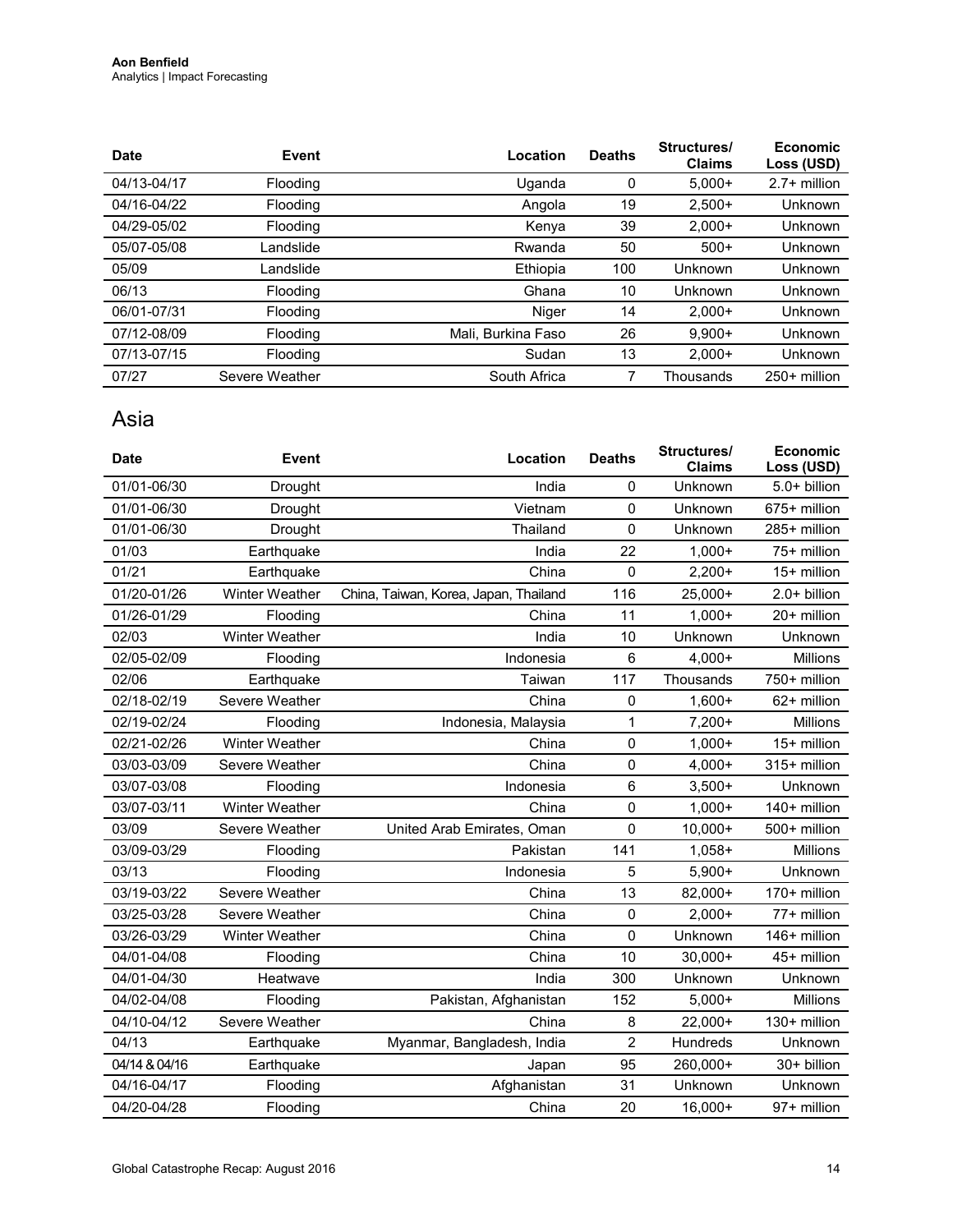| Date | Event | Location | Deaths | Structures/ Claims | Economic Loss (USD) |
|---|---|---|---|---|---|
| 04/13-04/17 | Flooding | Uganda | 0 | 5,000+ | 2.7+ million |
| 04/16-04/22 | Flooding | Angola | 19 | 2,500+ | Unknown |
| 04/29-05/02 | Flooding | Kenya | 39 | 2,000+ | Unknown |
| 05/07-05/08 | Landslide | Rwanda | 50 | 500+ | Unknown |
| 05/09 | Landslide | Ethiopia | 100 | Unknown | Unknown |
| 06/13 | Flooding | Ghana | 10 | Unknown | Unknown |
| 06/01-07/31 | Flooding | Niger | 14 | 2,000+ | Unknown |
| 07/12-08/09 | Flooding | Mali, Burkina Faso | 26 | 9,900+ | Unknown |
| 07/13-07/15 | Flooding | Sudan | 13 | 2,000+ | Unknown |
| 07/27 | Severe Weather | South Africa | 7 | Thousands | 250+ million |

## Asia

| Date | Event | Location | Deaths | Structures/ Claims | Economic Loss (USD) |
|---|---|---|---|---|---|
| 01/01-06/30 | Drought | India | 0 | Unknown | 5.0+ billion |
| 01/01-06/30 | Drought | Vietnam | 0 | Unknown | 675+ million |
| 01/01-06/30 | Drought | Thailand | 0 | Unknown | 285+ million |
| 01/03 | Earthquake | India | 22 | 1,000+ | 75+ million |
| 01/21 | Earthquake | China | 0 | 2,200+ | 15+ million |
| 01/20-01/26 | Winter Weather | China, Taiwan, Korea, Japan, Thailand | 116 | 25,000+ | 2.0+ billion |
| 01/26-01/29 | Flooding | China | 11 | 1,000+ | 20+ million |
| 02/03 | Winter Weather | India | 10 | Unknown | Unknown |
| 02/05-02/09 | Flooding | Indonesia | 6 | 4,000+ | Millions |
| 02/06 | Earthquake | Taiwan | 117 | Thousands | 750+ million |
| 02/18-02/19 | Severe Weather | China | 0 | 1,600+ | 62+ million |
| 02/19-02/24 | Flooding | Indonesia, Malaysia | 1 | 7,200+ | Millions |
| 02/21-02/26 | Winter Weather | China | 0 | 1,000+ | 15+ million |
| 03/03-03/09 | Severe Weather | China | 0 | 4,000+ | 315+ million |
| 03/07-03/08 | Flooding | Indonesia | 6 | 3,500+ | Unknown |
| 03/07-03/11 | Winter Weather | China | 0 | 1,000+ | 140+ million |
| 03/09 | Severe Weather | United Arab Emirates, Oman | 0 | 10,000+ | 500+ million |
| 03/09-03/29 | Flooding | Pakistan | 141 | 1,058+ | Millions |
| 03/13 | Flooding | Indonesia | 5 | 5,900+ | Unknown |
| 03/19-03/22 | Severe Weather | China | 13 | 82,000+ | 170+ million |
| 03/25-03/28 | Severe Weather | China | 0 | 2,000+ | 77+ million |
| 03/26-03/29 | Winter Weather | China | 0 | Unknown | 146+ million |
| 04/01-04/08 | Flooding | China | 10 | 30,000+ | 45+ million |
| 04/01-04/30 | Heatwave | India | 300 | Unknown | Unknown |
| 04/02-04/08 | Flooding | Pakistan, Afghanistan | 152 | 5,000+ | Millions |
| 04/10-04/12 | Severe Weather | China | 8 | 22,000+ | 130+ million |
| 04/13 | Earthquake | Myanmar, Bangladesh, India | 2 | Hundreds | Unknown |
| 04/14 & 04/16 | Earthquake | Japan | 95 | 260,000+ | 30+ billion |
| 04/16-04/17 | Flooding | Afghanistan | 31 | Unknown | Unknown |
| 04/20-04/28 | Flooding | China | 20 | 16,000+ | 97+ million |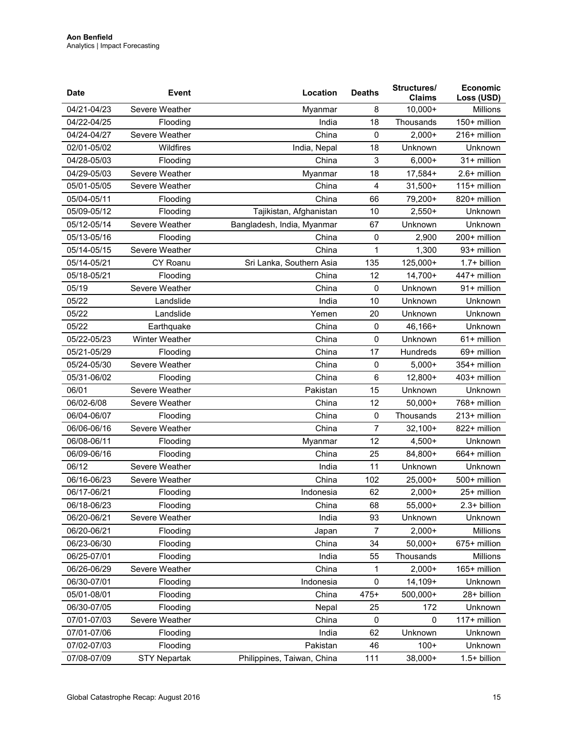| Date | Event | Location | Deaths | Structures/ Claims | Economic Loss (USD) |
|---|---|---|---|---|---|
| 04/21-04/23 | Severe Weather | Myanmar | 8 | 10,000+ | Millions |
| 04/22-04/25 | Flooding | India | 18 | Thousands | 150+ million |
| 04/24-04/27 | Severe Weather | China | 0 | 2,000+ | 216+ million |
| 02/01-05/02 | Wildfires | India, Nepal | 18 | Unknown | Unknown |
| 04/28-05/03 | Flooding | China | 3 | 6,000+ | 31+ million |
| 04/29-05/03 | Severe Weather | Myanmar | 18 | 17,584+ | 2.6+ million |
| 05/01-05/05 | Severe Weather | China | 4 | 31,500+ | 115+ million |
| 05/04-05/11 | Flooding | China | 66 | 79,200+ | 820+ million |
| 05/09-05/12 | Flooding | Tajikistan, Afghanistan | 10 | 2,550+ | Unknown |
| 05/12-05/14 | Severe Weather | Bangladesh, India, Myanmar | 67 | Unknown | Unknown |
| 05/13-05/16 | Flooding | China | 0 | 2,900 | 200+ million |
| 05/14-05/15 | Severe Weather | China | 1 | 1,300 | 93+ million |
| 05/14-05/21 | CY Roanu | Sri Lanka, Southern Asia | 135 | 125,000+ | 1.7+ billion |
| 05/18-05/21 | Flooding | China | 12 | 14,700+ | 447+ million |
| 05/19 | Severe Weather | China | 0 | Unknown | 91+ million |
| 05/22 | Landslide | India | 10 | Unknown | Unknown |
| 05/22 | Landslide | Yemen | 20 | Unknown | Unknown |
| 05/22 | Earthquake | China | 0 | 46,166+ | Unknown |
| 05/22-05/23 | Winter Weather | China | 0 | Unknown | 61+ million |
| 05/21-05/29 | Flooding | China | 17 | Hundreds | 69+ million |
| 05/24-05/30 | Severe Weather | China | 0 | 5,000+ | 354+ million |
| 05/31-06/02 | Flooding | China | 6 | 12,800+ | 403+ million |
| 06/01 | Severe Weather | Pakistan | 15 | Unknown | Unknown |
| 06/02-6/08 | Severe Weather | China | 12 | 50,000+ | 768+ million |
| 06/04-06/07 | Flooding | China | 0 | Thousands | 213+ million |
| 06/06-06/16 | Severe Weather | China | 7 | 32,100+ | 822+ million |
| 06/08-06/11 | Flooding | Myanmar | 12 | 4,500+ | Unknown |
| 06/09-06/16 | Flooding | China | 25 | 84,800+ | 664+ million |
| 06/12 | Severe Weather | India | 11 | Unknown | Unknown |
| 06/16-06/23 | Severe Weather | China | 102 | 25,000+ | 500+ million |
| 06/17-06/21 | Flooding | Indonesia | 62 | 2,000+ | 25+ million |
| 06/18-06/23 | Flooding | China | 68 | 55,000+ | 2.3+ billion |
| 06/20-06/21 | Severe Weather | India | 93 | Unknown | Unknown |
| 06/20-06/21 | Flooding | Japan | 7 | 2,000+ | Millions |
| 06/23-06/30 | Flooding | China | 34 | 50,000+ | 675+ million |
| 06/25-07/01 | Flooding | India | 55 | Thousands | Millions |
| 06/26-06/29 | Severe Weather | China | 1 | 2,000+ | 165+ million |
| 06/30-07/01 | Flooding | Indonesia | 0 | 14,109+ | Unknown |
| 05/01-08/01 | Flooding | China | 475+ | 500,000+ | 28+ billion |
| 06/30-07/05 | Flooding | Nepal | 25 | 172 | Unknown |
| 07/01-07/03 | Severe Weather | China | 0 | 0 | 117+ million |
| 07/01-07/06 | Flooding | India | 62 | Unknown | Unknown |
| 07/02-07/03 | Flooding | Pakistan | 46 | 100+ | Unknown |
| 07/08-07/09 | STY Nepartak | Philippines, Taiwan, China | 111 | 38,000+ | 1.5+ billion |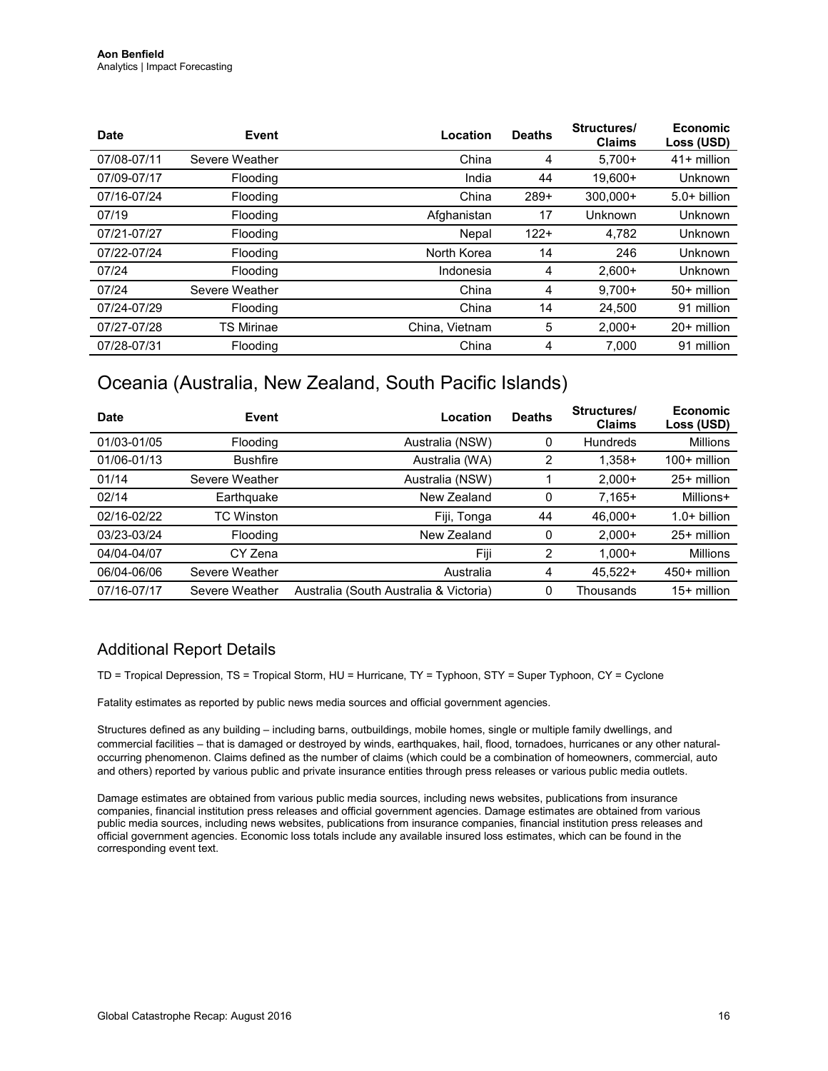| Date | Event | Location | Deaths | Structures/ Claims | Economic Loss (USD) |
|---|---|---|---|---|---|
| 07/08-07/11 | Severe Weather | China | 4 | 5,700+ | 41+ million |
| 07/09-07/17 | Flooding | India | 44 | 19,600+ | Unknown |
| 07/16-07/24 | Flooding | China | 289+ | 300,000+ | 5.0+ billion |
| 07/19 | Flooding | Afghanistan | 17 | Unknown | Unknown |
| 07/21-07/27 | Flooding | Nepal | 122+ | 4,782 | Unknown |
| 07/22-07/24 | Flooding | North Korea | 14 | 246 | Unknown |
| 07/24 | Flooding | Indonesia | 4 | 2,600+ | Unknown |
| 07/24 | Severe Weather | China | 4 | 9,700+ | 50+ million |
| 07/24-07/29 | Flooding | China | 14 | 24,500 | 91 million |
| 07/27-07/28 | TS Mirinae | China, Vietnam | 5 | 2,000+ | 20+ million |
| 07/28-07/31 | Flooding | China | 4 | 7,000 | 91 million |

## Oceania (Australia, New Zealand, South Pacific Islands)

| Date | Event | Location | Deaths | Structures/ Claims | Economic Loss (USD) |
|---|---|---|---|---|---|
| 01/03-01/05 | Flooding | Australia (NSW) | 0 | Hundreds | Millions |
| 01/06-01/13 | Bushfire | Australia (WA) | 2 | 1,358+ | 100+ million |
| 01/14 | Severe Weather | Australia (NSW) | 1 | 2,000+ | 25+ million |
| 02/14 | Earthquake | New Zealand | 0 | 7,165+ | Millions+ |
| 02/16-02/22 | TC Winston | Fiji, Tonga | 44 | 46,000+ | 1.0+ billion |
| 03/23-03/24 | Flooding | New Zealand | 0 | 2,000+ | 25+ million |
| 04/04-04/07 | CY Zena | Fiji | 2 | 1,000+ | Millions |
| 06/04-06/06 | Severe Weather | Australia | 4 | 45,522+ | 450+ million |
| 07/16-07/17 | Severe Weather | Australia (South Australia & Victoria) | 0 | Thousands | 15+ million |

## Additional Report Details

TD = Tropical Depression, TS = Tropical Storm, HU = Hurricane, TY = Typhoon, STY = Super Typhoon, CY = Cyclone

Fatality estimates as reported by public news media sources and official government agencies.

Structures defined as any building – including barns, outbuildings, mobile homes, single or multiple family dwellings, and commercial facilities – that is damaged or destroyed by winds, earthquakes, hail, flood, tornadoes, hurricanes or any other natural-occurring phenomenon. Claims defined as the number of claims (which could be a combination of homeowners, commercial, auto and others) reported by various public and private insurance entities through press releases or various public media outlets.

Damage estimates are obtained from various public media sources, including news websites, publications from insurance companies, financial institution press releases and official government agencies. Damage estimates are obtained from various public media sources, including news websites, publications from insurance companies, financial institution press releases and official government agencies. Economic loss totals include any available insured loss estimates, which can be found in the corresponding event text.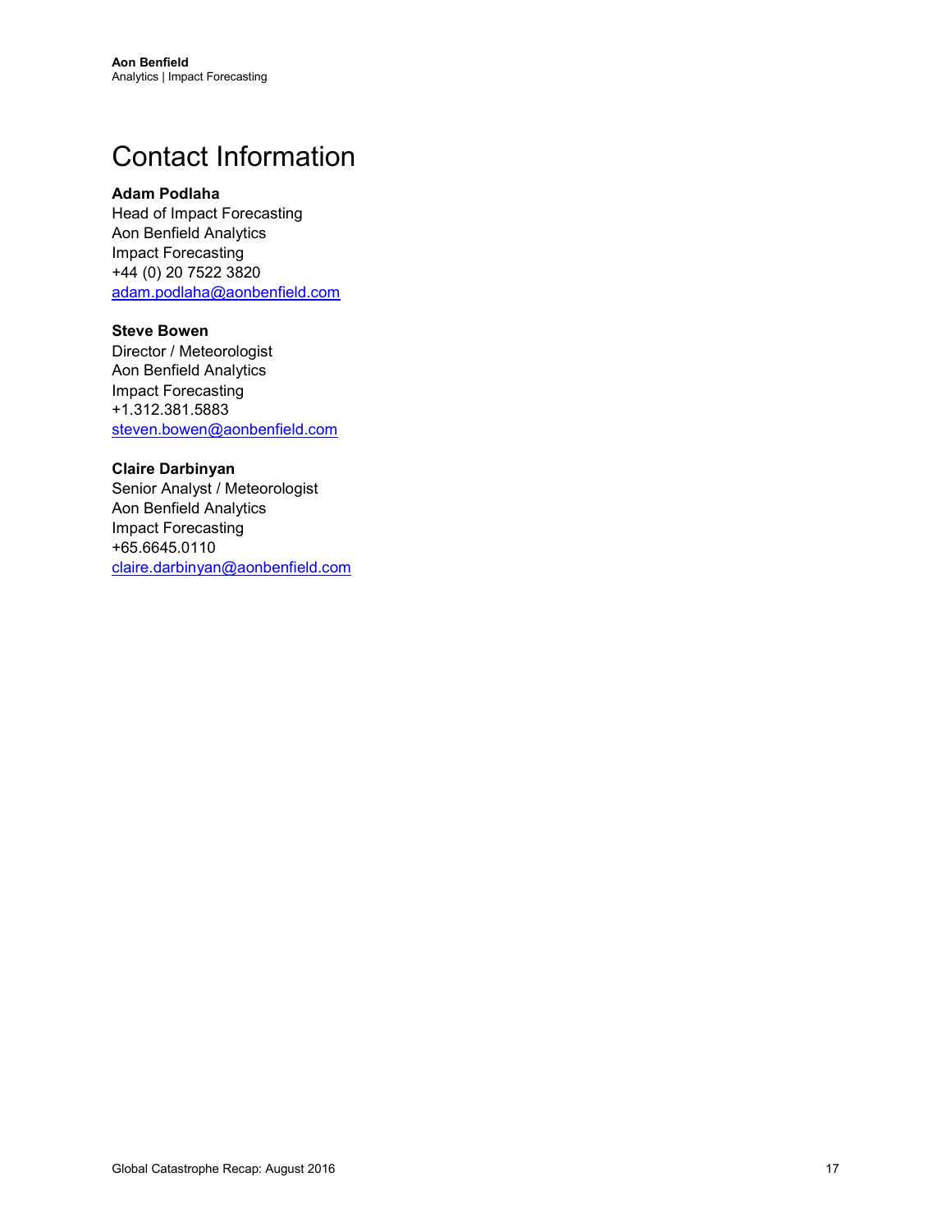# Contact Information

**Adam Podlaha**
Head of Impact Forecasting
Aon Benfield Analytics
Impact Forecasting
+44 (0) 20 7522 3820
adam.podlaha@aonbenfield.com

**Steve Bowen**
Director / Meteorologist
Aon Benfield Analytics
Impact Forecasting
+1.312.381.5883
steven.bowen@aonbenfield.com

**Claire Darbinyan**
Senior Analyst / Meteorologist
Aon Benfield Analytics
Impact Forecasting
+65.6645.0110
claire.darbinyan@aonbenfield.com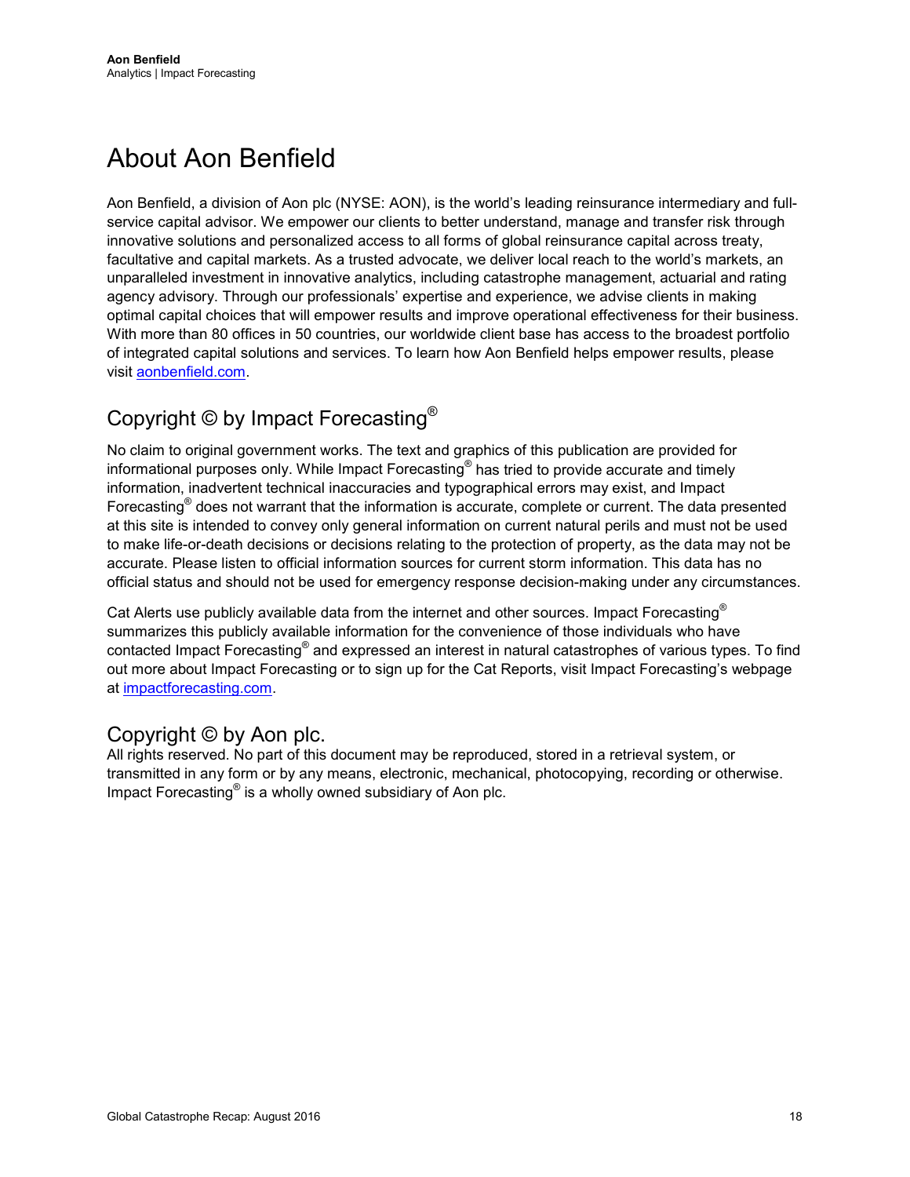## About Aon Benfield

Aon Benfield, a division of Aon plc (NYSE: AON), is the world's leading reinsurance intermediary and full-service capital advisor. We empower our clients to better understand, manage and transfer risk through innovative solutions and personalized access to all forms of global reinsurance capital across treaty, facultative and capital markets. As a trusted advocate, we deliver local reach to the world's markets, an unparalleled investment in innovative analytics, including catastrophe management, actuarial and rating agency advisory. Through our professionals' expertise and experience, we advise clients in making optimal capital choices that will empower results and improve operational effectiveness for their business. With more than 80 offices in 50 countries, our worldwide client base has access to the broadest portfolio of integrated capital solutions and services. To learn how Aon Benfield helps empower results, please visit [aonbenfield.com](aonbenfield.com).

### Copyright © by Impact Forecasting®

No claim to original government works. The text and graphics of this publication are provided for informational purposes only. While Impact Forecasting® has tried to provide accurate and timely information, inadvertent technical inaccuracies and typographical errors may exist, and Impact Forecasting® does not warrant that the information is accurate, complete or current. The data presented at this site is intended to convey only general information on current natural perils and must not be used to make life-or-death decisions or decisions relating to the protection of property, as the data may not be accurate. Please listen to official information sources for current storm information. This data has no official status and should not be used for emergency response decision-making under any circumstances.

Cat Alerts use publicly available data from the internet and other sources. Impact Forecasting® summarizes this publicly available information for the convenience of those individuals who have contacted Impact Forecasting® and expressed an interest in natural catastrophes of various types. To find out more about Impact Forecasting or to sign up for the Cat Reports, visit Impact Forecasting's webpage at [impactforecasting.com](impactforecasting.com).

### Copyright © by Aon plc.

All rights reserved. No part of this document may be reproduced, stored in a retrieval system, or transmitted in any form or by any means, electronic, mechanical, photocopying, recording or otherwise. Impact Forecasting® is a wholly owned subsidiary of Aon plc.